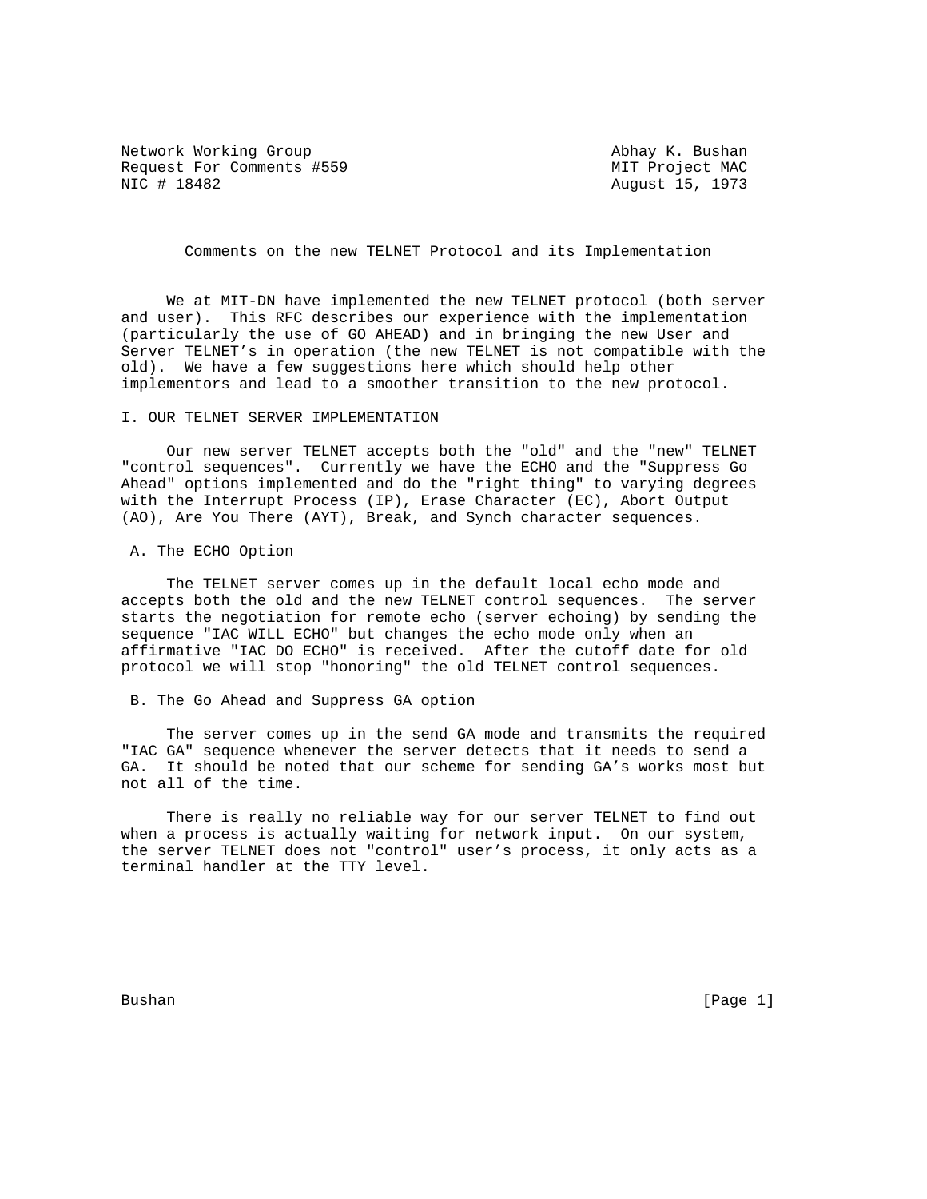Network Working Group                                    Abhay K. Bushan
Request For Comments #559                                MIT Project MAC
NIC # 18482                                              August 15, 1973

# Comments on the new TELNET Protocol and its Implementation

We at MIT-DN have implemented the new TELNET protocol (both server and user). This RFC describes our experience with the implementation (particularly the use of GO AHEAD) and in bringing the new User and Server TELNET's in operation (the new TELNET is not compatible with the old). We have a few suggestions here which should help other implementors and lead to a smoother transition to the new protocol.

## I. OUR TELNET SERVER IMPLEMENTATION

Our new server TELNET accepts both the "old" and the "new" TELNET "control sequences". Currently we have the ECHO and the "Suppress Go Ahead" options implemented and do the "right thing" to varying degrees with the Interrupt Process (IP), Erase Character (EC), Abort Output (AO), Are You There (AYT), Break, and Synch character sequences.

### A. The ECHO Option

The TELNET server comes up in the default local echo mode and accepts both the old and the new TELNET control sequences. The server starts the negotiation for remote echo (server echoing) by sending the sequence "IAC WILL ECHO" but changes the echo mode only when an affirmative "IAC DO ECHO" is received. After the cutoff date for old protocol we will stop "honoring" the old TELNET control sequences.

### B. The Go Ahead and Suppress GA option

The server comes up in the send GA mode and transmits the required "IAC GA" sequence whenever the server detects that it needs to send a GA. It should be noted that our scheme for sending GA's works most but not all of the time.

There is really no reliable way for our server TELNET to find out when a process is actually waiting for network input. On our system, the server TELNET does not "control" user's process, it only acts as a terminal handler at the TTY level.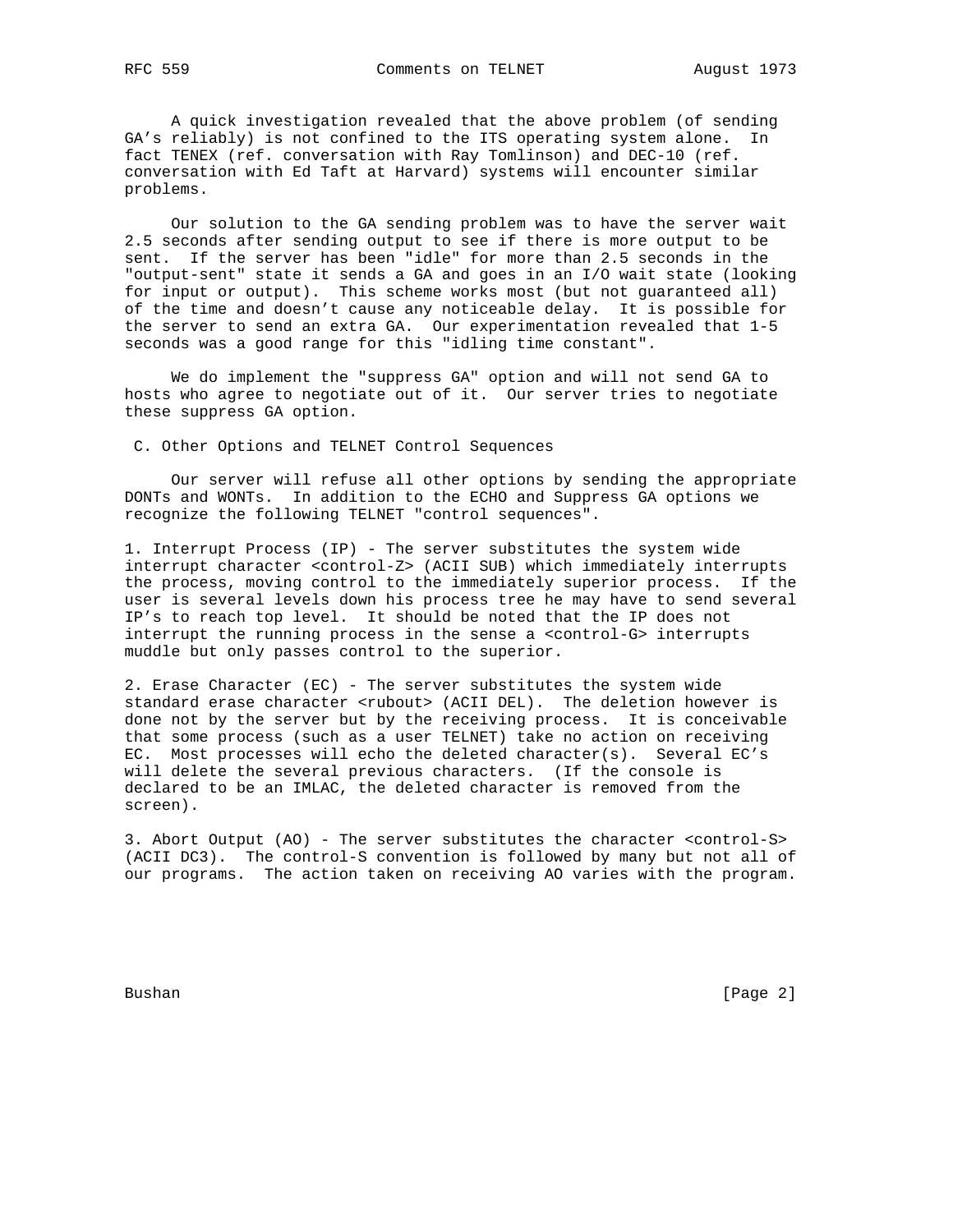A quick investigation revealed that the above problem (of sending GA's reliably) is not confined to the ITS operating system alone. In fact TENEX (ref. conversation with Ray Tomlinson) and DEC-10 (ref. conversation with Ed Taft at Harvard) systems will encounter similar problems.

Our solution to the GA sending problem was to have the server wait 2.5 seconds after sending output to see if there is more output to be sent. If the server has been "idle" for more than 2.5 seconds in the "output-sent" state it sends a GA and goes in an I/O wait state (looking for input or output). This scheme works most (but not guaranteed all) of the time and doesn't cause any noticeable delay. It is possible for the server to send an extra GA. Our experimentation revealed that 1-5 seconds was a good range for this "idling time constant".

We do implement the "suppress GA" option and will not send GA to hosts who agree to negotiate out of it. Our server tries to negotiate these suppress GA option.

C. Other Options and TELNET Control Sequences

Our server will refuse all other options by sending the appropriate DONTs and WONTs. In addition to the ECHO and Suppress GA options we recognize the following TELNET "control sequences".

1. Interrupt Process (IP) - The server substitutes the system wide interrupt character <control-Z> (ACII SUB) which immediately interrupts the process, moving control to the immediately superior process. If the user is several levels down his process tree he may have to send several IP's to reach top level. It should be noted that the IP does not interrupt the running process in the sense a <control-G> interrupts muddle but only passes control to the superior.

2. Erase Character (EC) - The server substitutes the system wide standard erase character <rubout> (ACII DEL). The deletion however is done not by the server but by the receiving process. It is conceivable that some process (such as a user TELNET) take no action on receiving EC. Most processes will echo the deleted character(s). Several EC's will delete the several previous characters. (If the console is declared to be an IMLAC, the deleted character is removed from the screen).

3. Abort Output (AO) - The server substitutes the character <control-S> (ACII DC3). The control-S convention is followed by many but not all of our programs. The action taken on receiving AO varies with the program.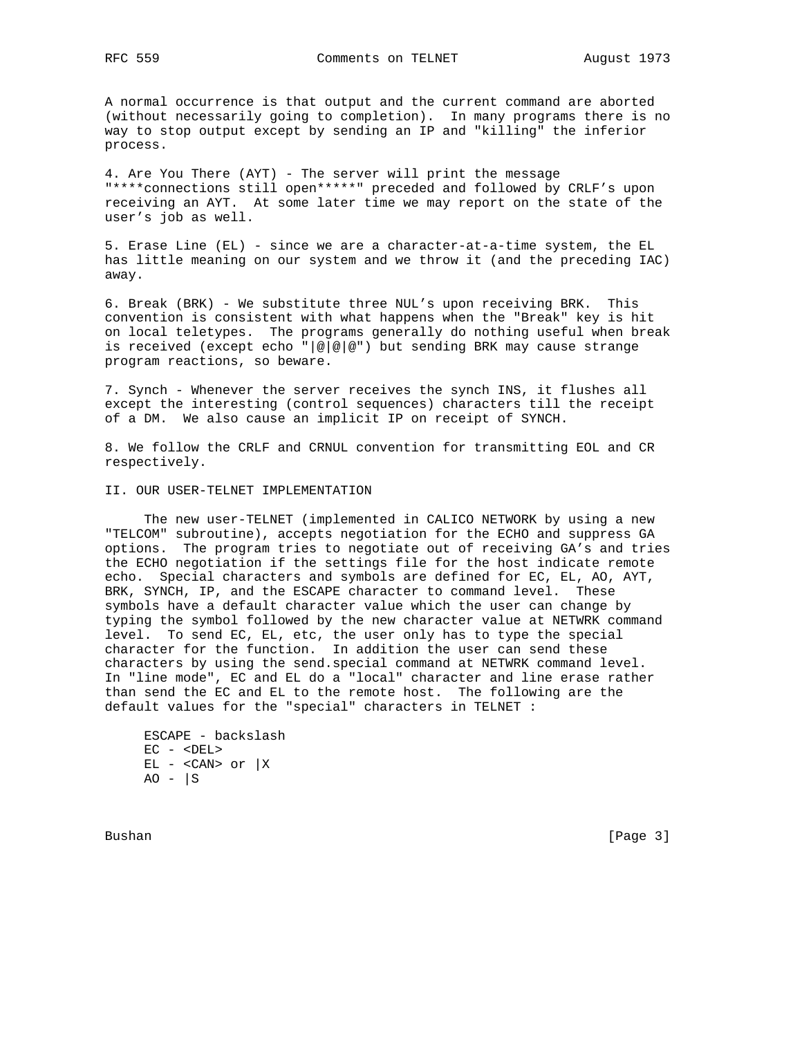A normal occurrence is that output and the current command are aborted (without necessarily going to completion). In many programs there is no way to stop output except by sending an IP and "killing" the inferior process.

4. Are You There (AYT) - The server will print the message "****connections still open*****" preceded and followed by CRLF's upon receiving an AYT. At some later time we may report on the state of the user's job as well.

5. Erase Line (EL) - since we are a character-at-a-time system, the EL has little meaning on our system and we throw it (and the preceding IAC) away.

6. Break (BRK) - We substitute three NUL's upon receiving BRK. This convention is consistent with what happens when the "Break" key is hit on local teletypes. The programs generally do nothing useful when break is received (except echo "|@|@|@") but sending BRK may cause strange program reactions, so beware.

7. Synch - Whenever the server receives the synch INS, it flushes all except the interesting (control sequences) characters till the receipt of a DM. We also cause an implicit IP on receipt of SYNCH.

8. We follow the CRLF and CRNUL convention for transmitting EOL and CR respectively.

## II. OUR USER-TELNET IMPLEMENTATION

The new user-TELNET (implemented in CALICO NETWORK by using a new "TELCOM" subroutine), accepts negotiation for the ECHO and suppress GA options. The program tries to negotiate out of receiving GA's and tries the ECHO negotiation if the settings file for the host indicate remote echo. Special characters and symbols are defined for EC, EL, AO, AYT, BRK, SYNCH, IP, and the ESCAPE character to command level. These symbols have a default character value which the user can change by typing the symbol followed by the new character value at NETWRK command level. To send EC, EL, etc, the user only has to type the special character for the function. In addition the user can send these characters by using the send.special command at NETWRK command level. In "line mode", EC and EL do a "local" character and line erase rather than send the EC and EL to the remote host. The following are the default values for the "special" characters in TELNET :

```
ESCAPE - backslash
EC - <DEL>
EL - <CAN> or |X
AO - |S
```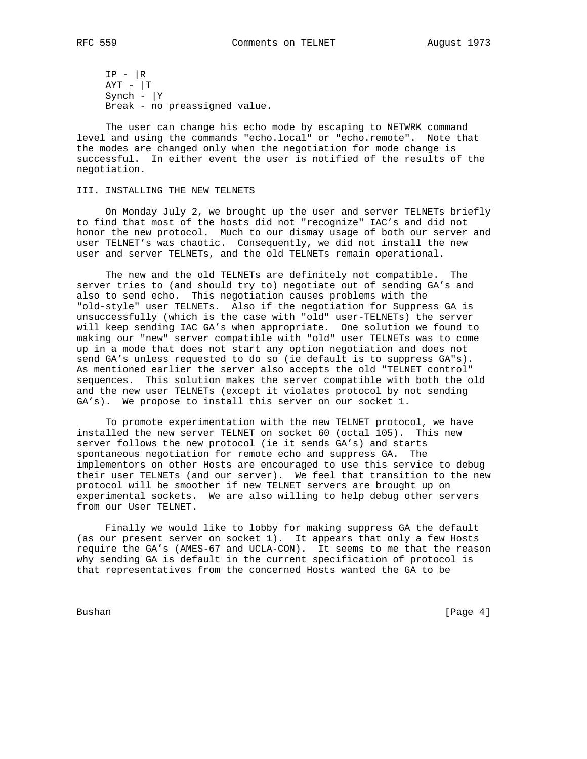IP - |R
AYT - |T
Synch - |Y
Break - no preassigned value.

The user can change his echo mode by escaping to NETWRK command level and using the commands "echo.local" or "echo.remote". Note that the modes are changed only when the negotiation for mode change is successful. In either event the user is notified of the results of the negotiation.

## III. INSTALLING THE NEW TELNETS

On Monday July 2, we brought up the user and server TELNETs briefly to find that most of the hosts did not "recognize" IAC's and did not honor the new protocol. Much to our dismay usage of both our server and user TELNET's was chaotic. Consequently, we did not install the new user and server TELNETs, and the old TELNETs remain operational.

The new and the old TELNETs are definitely not compatible. The server tries to (and should try to) negotiate out of sending GA's and also to send echo. This negotiation causes problems with the "old-style" user TELNETs. Also if the negotiation for Suppress GA is unsuccessfully (which is the case with "old" user-TELNETs) the server will keep sending IAC GA's when appropriate. One solution we found to making our "new" server compatible with "old" user TELNETs was to come up in a mode that does not start any option negotiation and does not send GA's unless requested to do so (ie default is to suppress GA"s). As mentioned earlier the server also accepts the old "TELNET control" sequences. This solution makes the server compatible with both the old and the new user TELNETs (except it violates protocol by not sending GA's). We propose to install this server on our socket 1.

To promote experimentation with the new TELNET protocol, we have installed the new server TELNET on socket 60 (octal 105). This new server follows the new protocol (ie it sends GA's) and starts spontaneous negotiation for remote echo and suppress GA. The implementors on other Hosts are encouraged to use this service to debug their user TELNETs (and our server). We feel that transition to the new protocol will be smoother if new TELNET servers are brought up on experimental sockets. We are also willing to help debug other servers from our User TELNET.

Finally we would like to lobby for making suppress GA the default (as our present server on socket 1). It appears that only a few Hosts require the GA's (AMES-67 and UCLA-CON). It seems to me that the reason why sending GA is default in the current specification of protocol is that representatives from the concerned Hosts wanted the GA to be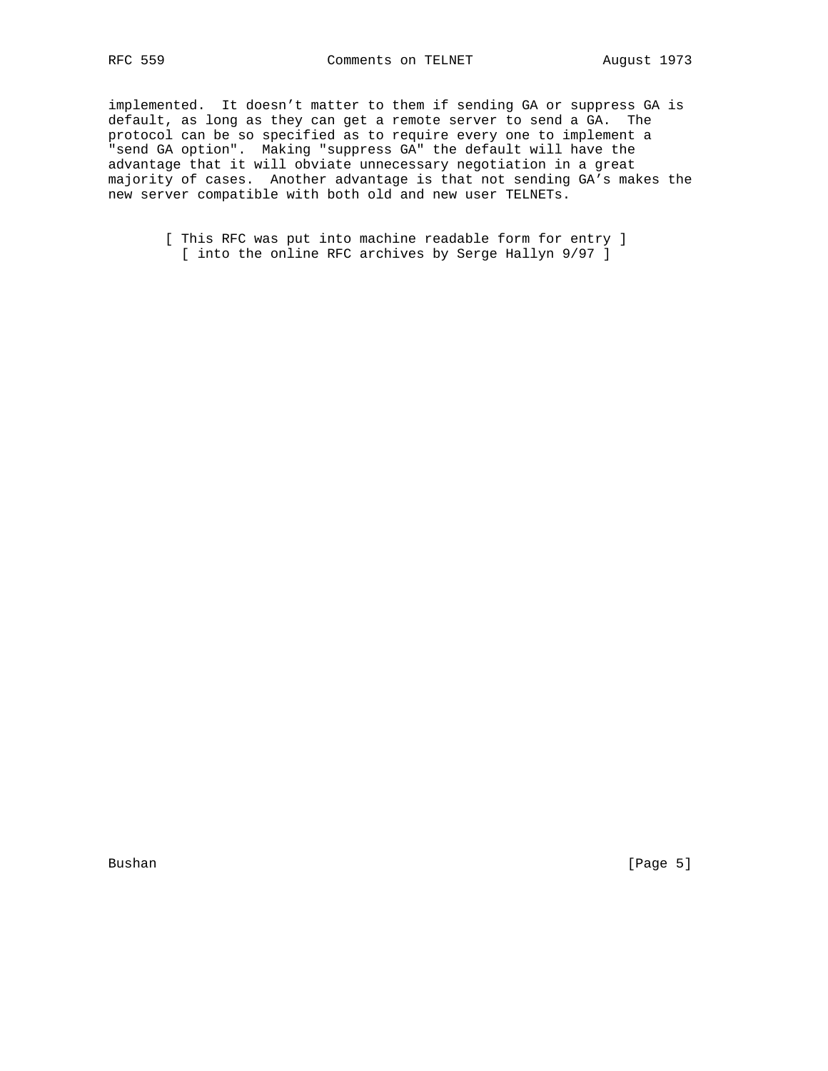implemented. It doesn't matter to them if sending GA or suppress GA is default, as long as they can get a remote server to send a GA. The protocol can be so specified as to require every one to implement a "send GA option". Making "suppress GA" the default will have the advantage that it will obviate unnecessary negotiation in a great majority of cases. Another advantage is that not sending GA's makes the new server compatible with both old and new user TELNETs.

[ This RFC was put into machine readable form for entry ]
[ into the online RFC archives by Serge Hallyn 9/97 ]